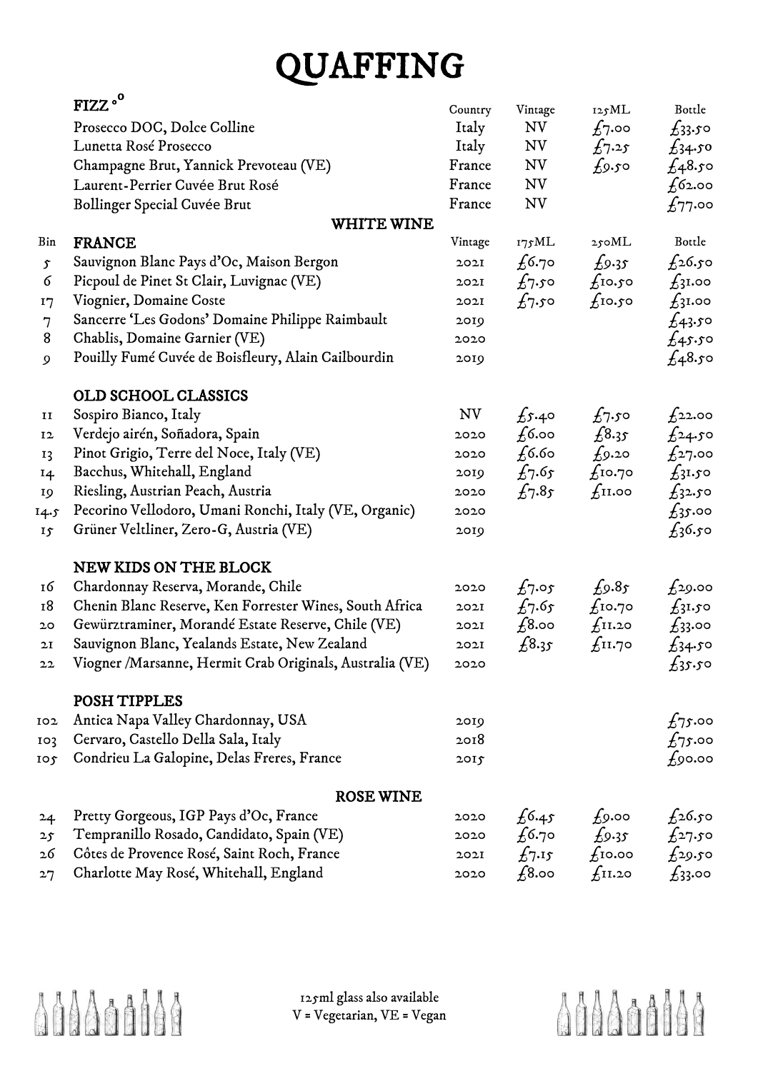# QUAFFING

## FIZZ °°

| | Country | Vintage | 125ML | Bottle |
|---|---|---|---|---|
| Prosecco DOC, Dolce Colline | Italy | NV | £7.00 | £33.50 |
| Lunetta Rosé Prosecco | Italy | NV | £7.25 | £34.50 |
| Champagne Brut, Yannick Prevoteau (VE) | France | NV | £9.50 | £48.50 |
| Laurent-Perrier Cuvée Brut Rosé | France | NV | | £62.00 |
| Bollinger Special Cuvée Brut | France | NV | | £77.00 |

## WHITE WINE

| Bin | FRANCE | Vintage | 175ML | 250ML | Bottle |
|---|---|---|---|---|---|
| 5 | Sauvignon Blanc Pays d'Oc, Maison Bergon | 2021 | £6.70 | £9.35 | £26.50 |
| 6 | Picpoul de Pinet St Clair, Luvignac (VE) | 2021 | £7.50 | £10.50 | £31.00 |
| 17 | Viognier, Domaine Coste | 2021 | £7.50 | £10.50 | £31.00 |
| 7 | Sancerre 'Les Godons' Domaine Philippe Raimbault | 2019 | | | £43.50 |
| 8 | Chablis, Domaine Garnier (VE) | 2020 | | | £45.50 |
| 9 | Pouilly Fumé Cuvée de Boisfleury, Alain Cailbourdin | 2019 | | | £48.50 |

| Bin | OLD SCHOOL CLASSICS | Vintage | 175ML | 250ML | Bottle |
|---|---|---|---|---|---|
| 11 | Sospiro Bianco, Italy | NV | £5.40 | £7.50 | £22.00 |
| 12 | Verdejo airén, Soñadora, Spain | 2020 | £6.00 | £8.35 | £24.50 |
| 13 | Pinot Grigio, Terre del Noce, Italy (VE) | 2020 | £6.60 | £9.20 | £27.00 |
| 14 | Bacchus, Whitehall, England | 2019 | £7.65 | £10.70 | £31.50 |
| 19 | Riesling, Austrian Peach, Austria | 2020 | £7.85 | £11.00 | £32.50 |
| 14.5 | Pecorino Vellodoro, Umani Ronchi, Italy (VE, Organic) | 2020 | | | £35.00 |
| 15 | Grüner Veltliner, Zero-G, Austria (VE) | 2019 | | | £36.50 |

| Bin | NEW KIDS ON THE BLOCK | Vintage | 175ML | 250ML | Bottle |
|---|---|---|---|---|---|
| 16 | Chardonnay Reserva, Morande, Chile | 2020 | £7.05 | £9.85 | £29.00 |
| 18 | Chenin Blanc Reserve, Ken Forrester Wines, South Africa | 2021 | £7.65 | £10.70 | £31.50 |
| 20 | Gewürztraminer, Morandé Estate Reserve, Chile (VE) | 2021 | £8.00 | £11.20 | £33.00 |
| 21 | Sauvignon Blanc, Yealands Estate, New Zealand | 2021 | £8.35 | £11.70 | £34.50 |
| 22 | Viogner /Marsanne, Hermit Crab Originals, Australia (VE) | 2020 | | | £35.50 |

| Bin | POSH TIPPLES | Vintage | 175ML | 250ML | Bottle |
|---|---|---|---|---|---|
| 102 | Antica Napa Valley Chardonnay, USA | 2019 | | | £75.00 |
| 103 | Cervaro, Castello Della Sala, Italy | 2018 | | | £75.00 |
| 105 | Condrieu La Galopine, Delas Freres, France | 2015 | | | £90.00 |

## ROSE WINE

| Bin | | Vintage | 175ML | 250ML | Bottle |
|---|---|---|---|---|---|
| 24 | Pretty Gorgeous, IGP Pays d'Oc, France | 2020 | £6.45 | £9.00 | £26.50 |
| 25 | Tempranillo Rosado, Candidato, Spain (VE) | 2020 | £6.70 | £9.35 | £27.50 |
| 26 | Côtes de Provence Rosé, Saint Roch, France | 2021 | £7.15 | £10.00 | £29.50 |
| 27 | Charlotte May Rosé, Whitehall, England | 2020 | £8.00 | £11.20 | £33.00 |

125ml glass also available
V = Vegetarian, VE = Vegan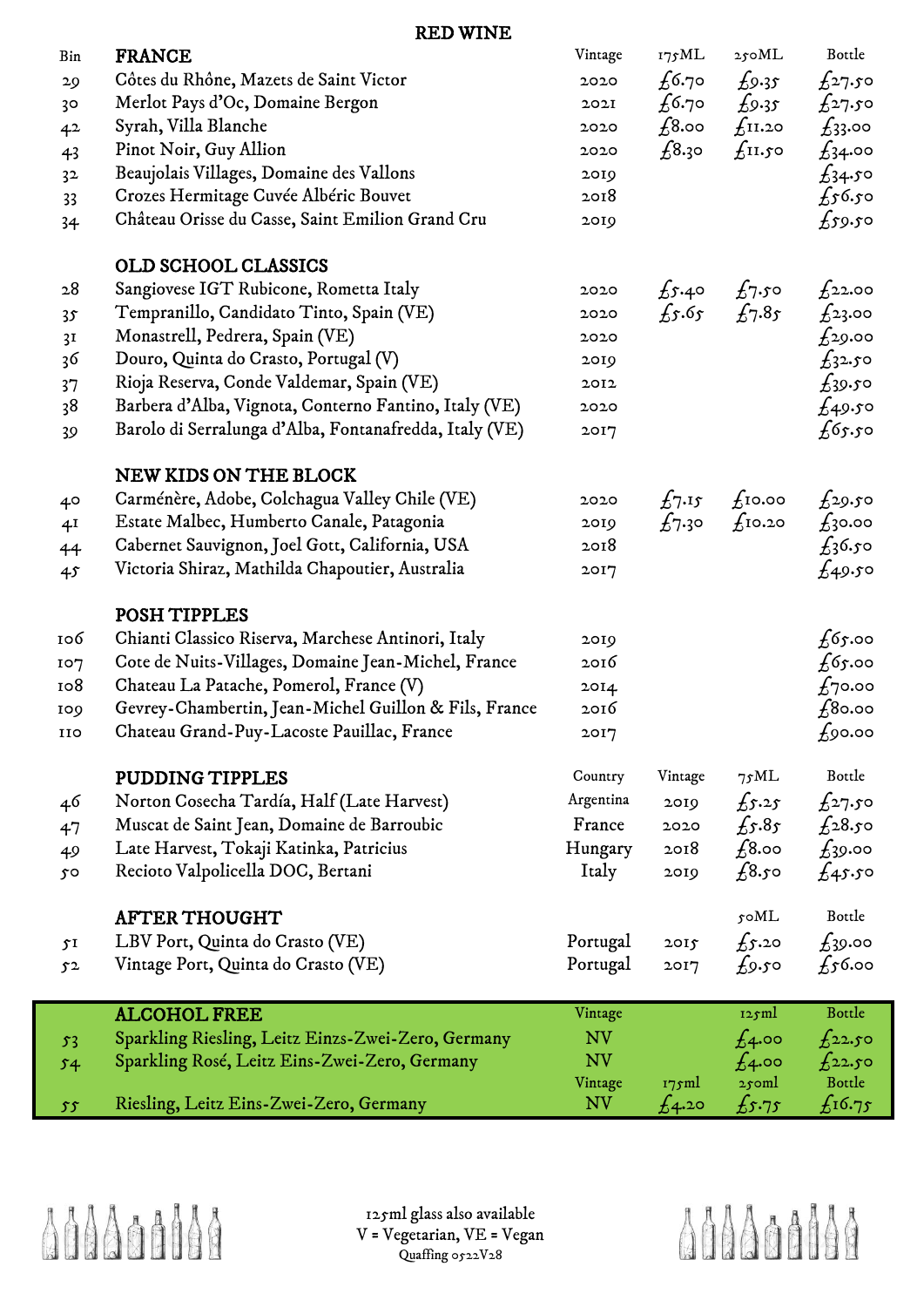# RED WINE

| Bin | FRANCE | Vintage | 175ML | 250ML | Bottle |
|---|---|---|---|---|---|
| 29 | Côtes du Rhône, Mazets de Saint Victor | 2020 | £6.70 | £9.35 | £27.50 |
| 30 | Merlot Pays d'Oc, Domaine Bergon | 2021 | £6.70 | £9.35 | £27.50 |
| 42 | Syrah, Villa Blanche | 2020 | £8.00 | £11.20 | £33.00 |
| 43 | Pinot Noir, Guy Allion | 2020 | £8.30 | £11.50 | £34.00 |
| 32 | Beaujolais Villages, Domaine des Vallons | 2019 | | | £34.50 |
| 33 | Crozes Hermitage Cuvée Albéric Bouvet | 2018 | | | £56.50 |
| 34 | Château Orisse du Casse, Saint Emilion Grand Cru | 2019 | | | £59.50 |
| | **OLD SCHOOL CLASSICS** | | | | |
| 28 | Sangiovese IGT Rubicone, Rometta Italy | 2020 | £5.40 | £7.50 | £22.00 |
| 35 | Tempranillo, Candidato Tinto, Spain (VE) | 2020 | £5.65 | £7.85 | £23.00 |
| 31 | Monastrell, Pedrera, Spain (VE) | 2020 | | | £29.00 |
| 36 | Douro, Quinta do Crasto, Portugal (V) | 2019 | | | £32.50 |
| 37 | Rioja Reserva, Conde Valdemar, Spain (VE) | 2012 | | | £39.50 |
| 38 | Barbera d'Alba, Vignota, Conterno Fantino, Italy (VE) | 2020 | | | £49.50 |
| 39 | Barolo di Serralunga d'Alba, Fontanafredda, Italy (VE) | 2017 | | | £65.50 |
| | **NEW KIDS ON THE BLOCK** | | | | |
| 40 | Carménère, Adobe, Colchagua Valley Chile (VE) | 2020 | £7.15 | £10.00 | £29.50 |
| 41 | Estate Malbec, Humberto Canale, Patagonia | 2019 | £7.30 | £10.20 | £30.00 |
| 44 | Cabernet Sauvignon, Joel Gott, California, USA | 2018 | | | £36.50 |
| 45 | Victoria Shiraz, Mathilda Chapoutier, Australia | 2017 | | | £49.50 |
| | **POSH TIPPLES** | | | | |
| 106 | Chianti Classico Riserva, Marchese Antinori, Italy | 2019 | | | £65.00 |
| 107 | Cote de Nuits-Villages, Domaine Jean-Michel, France | 2016 | | | £65.00 |
| 108 | Chateau La Patache, Pomerol, France (V) | 2014 | | | £70.00 |
| 109 | Gevrey-Chambertin, Jean-Michel Guillon & Fils, France | 2016 | | | £80.00 |
| 110 | Chateau Grand-Puy-Lacoste Pauillac, France | 2017 | | | £90.00 |

| Bin | PUDDING TIPPLES | Country | Vintage | 75ML | Bottle |
|---|---|---|---|---|---|
| 46 | Norton Cosecha Tardía, Half (Late Harvest) | Argentina | 2019 | £5.25 | £27.50 |
| 47 | Muscat de Saint Jean, Domaine de Barroubic | France | 2020 | £5.85 | £28.50 |
| 49 | Late Harvest, Tokaji Katinka, Patricius | Hungary | 2018 | £8.00 | £39.00 |
| 50 | Recioto Valpolicella DOC, Bertani | Italy | 2019 | £8.50 | £45.50 |

| Bin | AFTER THOUGHT | Country | Vintage | 50ML | Bottle |
|---|---|---|---|---|---|
| 51 | LBV Port, Quinta do Crasto (VE) | Portugal | 2015 | £5.20 | £39.00 |
| 52 | Vintage Port, Quinta do Crasto (VE) | Portugal | 2017 | £9.50 | £56.00 |

| Bin | ALCOHOL FREE | Vintage | | 125ml | Bottle |
|---|---|---|---|---|---|
| 53 | Sparkling Riesling, Leitz Einzs-Zwei-Zero, Germany | NV | | £4.00 | £22.50 |
| 54 | Sparkling Rosé, Leitz Eins-Zwei-Zero, Germany | NV | | £4.00 | £22.50 |
| | | Vintage | 175ml | 250ml | Bottle |
| 55 | Riesling, Leitz Eins-Zwei-Zero, Germany | NV | £4.20 | £5.75 | £16.75 |

125ml glass also available
V = Vegetarian, VE = Vegan
Quaffing 0522V28